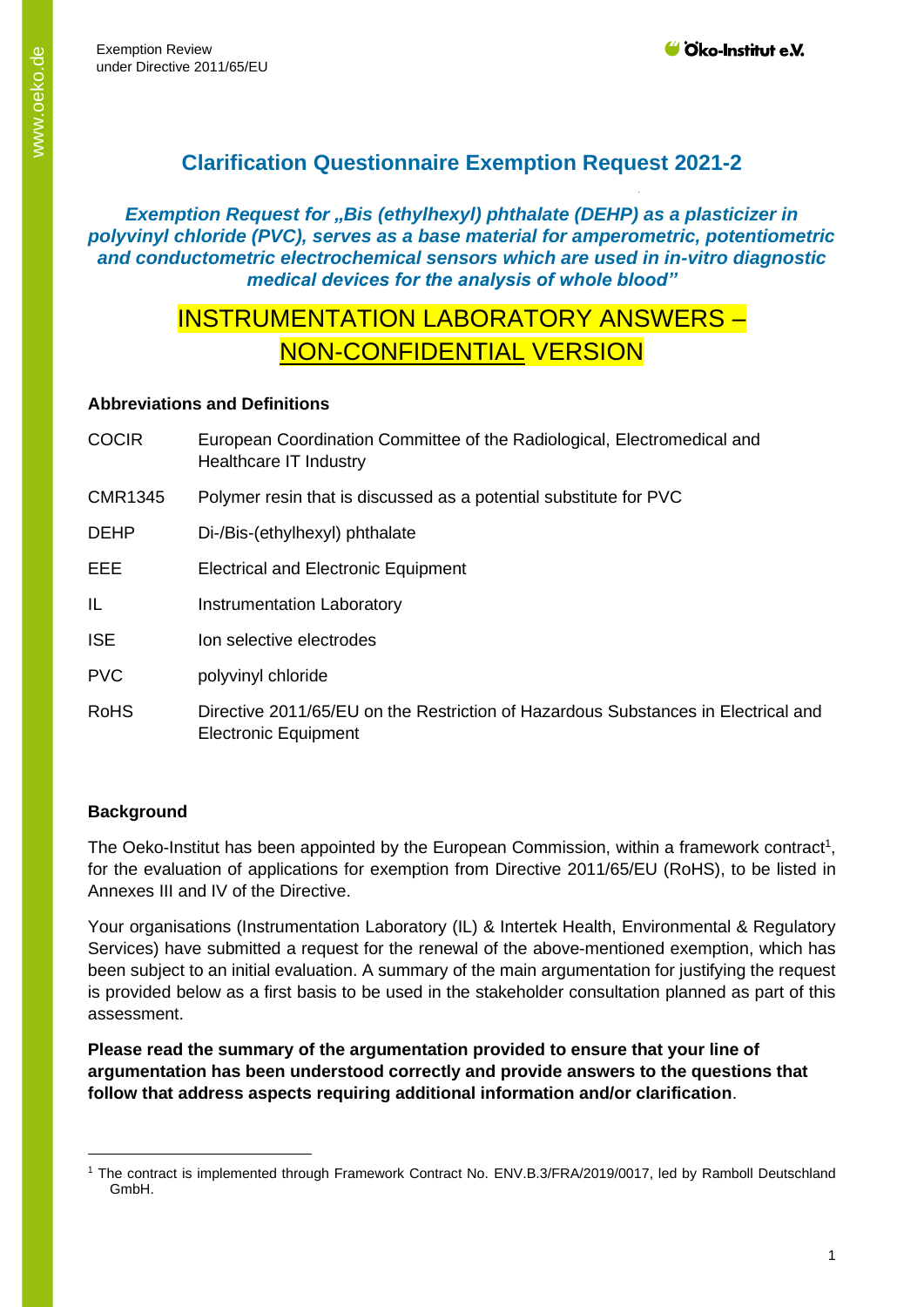# Clarification Questionnaire Exemption Request 2021-2

***Exemption Request for „Bis (ethylhexyl) phthalate (DEHP) as a plasticizer in polyvinyl chloride (PVC), serves as a base material for amperometric, potentiometric and conductometric electrochemical sensors which are used in in-vitro diagnostic medical devices for the analysis of whole blood"***

## INSTRUMENTATION LABORATORY ANSWERS – NON-CONFIDENTIAL VERSION

**Abbreviations and Definitions**

| | |
|---|---|
| COCIR | European Coordination Committee of the Radiological, Electromedical and Healthcare IT Industry |
| CMR1345 | Polymer resin that is discussed as a potential substitute for PVC |
| DEHP | Di-/Bis-(ethylhexyl) phthalate |
| EEE | Electrical and Electronic Equipment |
| IL | Instrumentation Laboratory |
| ISE | Ion selective electrodes |
| PVC | polyvinyl chloride |
| RoHS | Directive 2011/65/EU on the Restriction of Hazardous Substances in Electrical and Electronic Equipment |

**Background**

The Oeko-Institut has been appointed by the European Commission, within a framework contract[1], for the evaluation of applications for exemption from Directive 2011/65/EU (RoHS), to be listed in Annexes III and IV of the Directive.

Your organisations (Instrumentation Laboratory (IL) & Intertek Health, Environmental & Regulatory Services) have submitted a request for the renewal of the above-mentioned exemption, which has been subject to an initial evaluation. A summary of the main argumentation for justifying the request is provided below as a first basis to be used in the stakeholder consultation planned as part of this assessment.

**Please read the summary of the argumentation provided to ensure that your line of argumentation has been understood correctly and provide answers to the questions that follow that address aspects requiring additional information and/or clarification**.

[1] The contract is implemented through Framework Contract No. ENV.B.3/FRA/2019/0017, led by Ramboll Deutschland GmbH.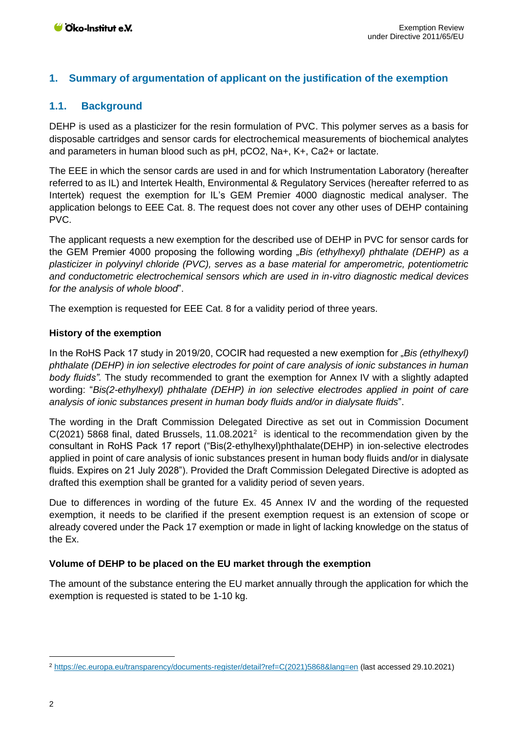## 1. Summary of argumentation of applicant on the justification of the exemption

### 1.1. Background

DEHP is used as a plasticizer for the resin formulation of PVC. This polymer serves as a basis for disposable cartridges and sensor cards for electrochemical measurements of biochemical analytes and parameters in human blood such as pH, pCO2, Na+, K+, Ca2+ or lactate.

The EEE in which the sensor cards are used in and for which Instrumentation Laboratory (hereafter referred to as IL) and Intertek Health, Environmental & Regulatory Services (hereafter referred to as Intertek) request the exemption for IL's GEM Premier 4000 diagnostic medical analyser. The application belongs to EEE Cat. 8. The request does not cover any other uses of DEHP containing PVC.

The applicant requests a new exemption for the described use of DEHP in PVC for sensor cards for the GEM Premier 4000 proposing the following wording „*Bis (ethylhexyl) phthalate (DEHP) as a plasticizer in polyvinyl chloride (PVC), serves as a base material for amperometric, potentiometric and conductometric electrochemical sensors which are used in in-vitro diagnostic medical devices for the analysis of whole blood*".

The exemption is requested for EEE Cat. 8 for a validity period of three years.

**History of the exemption**

In the RoHS Pack 17 study in 2019/20, COCIR had requested a new exemption for „*Bis (ethylhexyl) phthalate (DEHP) in ion selective electrodes for point of care analysis of ionic substances in human body fluids".* The study recommended to grant the exemption for Annex IV with a slightly adapted wording: "*Bis(2-ethylhexyl) phthalate (DEHP) in ion selective electrodes applied in point of care analysis of ionic substances present in human body fluids and/or in dialysate fluids*".

The wording in the Draft Commission Delegated Directive as set out in Commission Document C(2021) 5868 final, dated Brussels, 11.08.2021[2] is identical to the recommendation given by the consultant in RoHS Pack 17 report ("Bis(2-ethylhexyl)phthalate(DEHP) in ion-selective electrodes applied in point of care analysis of ionic substances present in human body fluids and/or in dialysate fluids. Expires on 21 July 2028"). Provided the Draft Commission Delegated Directive is adopted as drafted this exemption shall be granted for a validity period of seven years.

Due to differences in wording of the future Ex. 45 Annex IV and the wording of the requested exemption, it needs to be clarified if the present exemption request is an extension of scope or already covered under the Pack 17 exemption or made in light of lacking knowledge on the status of the Ex.

**Volume of DEHP to be placed on the EU market through the exemption**

The amount of the substance entering the EU market annually through the application for which the exemption is requested is stated to be 1-10 kg.

---

[2] https://ec.europa.eu/transparency/documents-register/detail?ref=C(2021)5868&lang=en (last accessed 29.10.2021)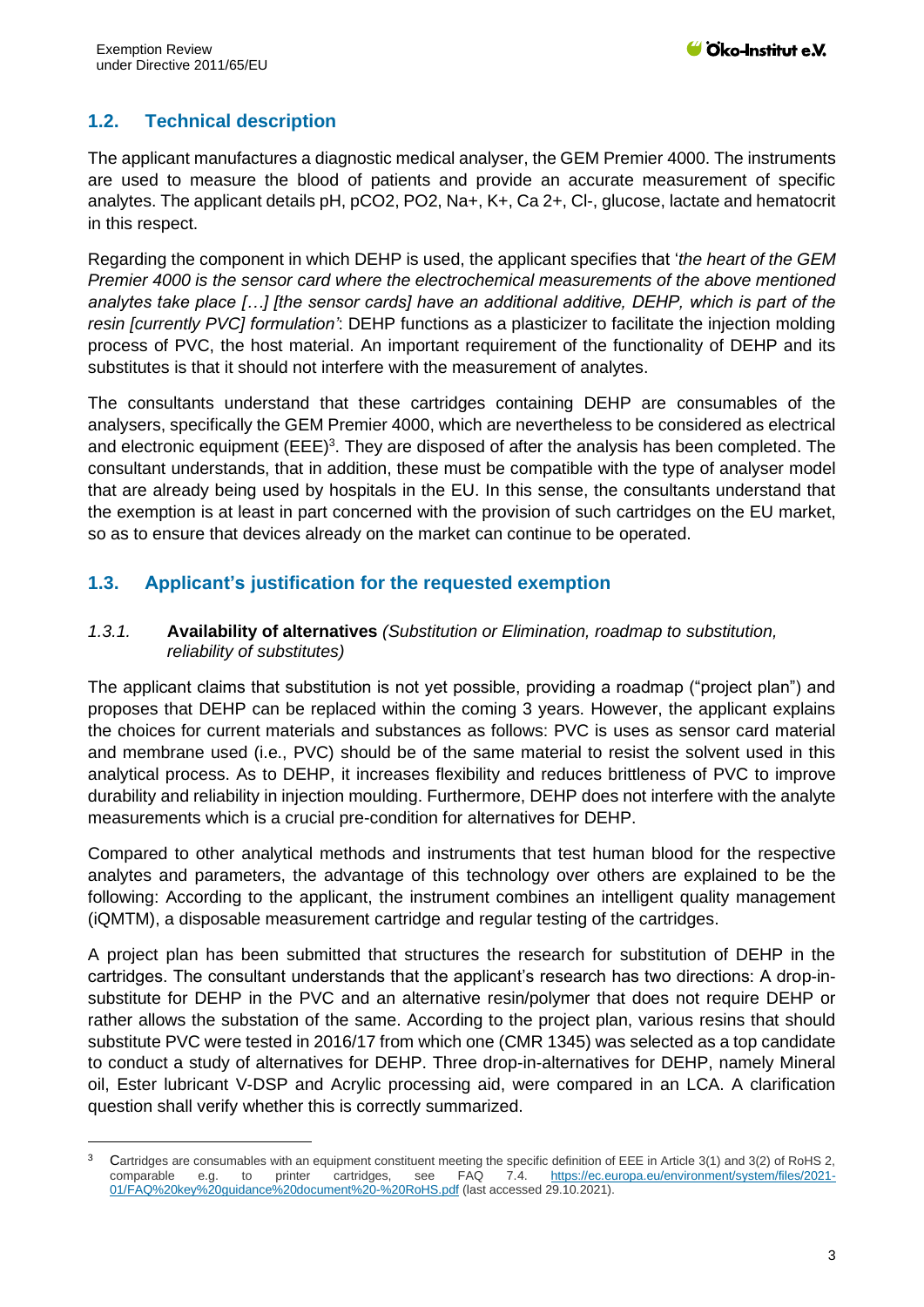## 1.2. Technical description

The applicant manufactures a diagnostic medical analyser, the GEM Premier 4000. The instruments are used to measure the blood of patients and provide an accurate measurement of specific analytes. The applicant details pH, pCO2, PO2, Na+, K+, Ca 2+, Cl-, glucose, lactate and hematocrit in this respect.

Regarding the component in which DEHP is used, the applicant specifies that '*the heart of the GEM Premier 4000 is the sensor card where the electrochemical measurements of the above mentioned analytes take place […] [the sensor cards] have an additional additive, DEHP, which is part of the resin [currently PVC] formulation'*: DEHP functions as a plasticizer to facilitate the injection molding process of PVC, the host material. An important requirement of the functionality of DEHP and its substitutes is that it should not interfere with the measurement of analytes.

The consultants understand that these cartridges containing DEHP are consumables of the analysers, specifically the GEM Premier 4000, which are nevertheless to be considered as electrical and electronic equipment (EEE)[3]. They are disposed of after the analysis has been completed. The consultant understands, that in addition, these must be compatible with the type of analyser model that are already being used by hospitals in the EU. In this sense, the consultants understand that the exemption is at least in part concerned with the provision of such cartridges on the EU market, so as to ensure that devices already on the market can continue to be operated.

## 1.3. Applicant's justification for the requested exemption

### *1.3.1.* **Availability of alternatives** *(Substitution or Elimination, roadmap to substitution, reliability of substitutes)*

The applicant claims that substitution is not yet possible, providing a roadmap ("project plan") and proposes that DEHP can be replaced within the coming 3 years. However, the applicant explains the choices for current materials and substances as follows: PVC is uses as sensor card material and membrane used (i.e., PVC) should be of the same material to resist the solvent used in this analytical process. As to DEHP, it increases flexibility and reduces brittleness of PVC to improve durability and reliability in injection moulding. Furthermore, DEHP does not interfere with the analyte measurements which is a crucial pre-condition for alternatives for DEHP.

Compared to other analytical methods and instruments that test human blood for the respective analytes and parameters, the advantage of this technology over others are explained to be the following: According to the applicant, the instrument combines an intelligent quality management (iQMTM), a disposable measurement cartridge and regular testing of the cartridges.

A project plan has been submitted that structures the research for substitution of DEHP in the cartridges. The consultant understands that the applicant's research has two directions: A drop-in-substitute for DEHP in the PVC and an alternative resin/polymer that does not require DEHP or rather allows the substation of the same. According to the project plan, various resins that should substitute PVC were tested in 2016/17 from which one (CMR 1345) was selected as a top candidate to conduct a study of alternatives for DEHP. Three drop-in-alternatives for DEHP, namely Mineral oil, Ester lubricant V-DSP and Acrylic processing aid, were compared in an LCA. A clarification question shall verify whether this is correctly summarized.

[3] Cartridges are consumables with an equipment constituent meeting the specific definition of EEE in Article 3(1) and 3(2) of RoHS 2, comparable e.g. to printer cartridges, see FAQ 7.4. https://ec.europa.eu/environment/system/files/2021-01/FAQ%20key%20guidance%20document%20-%20RoHS.pdf (last accessed 29.10.2021).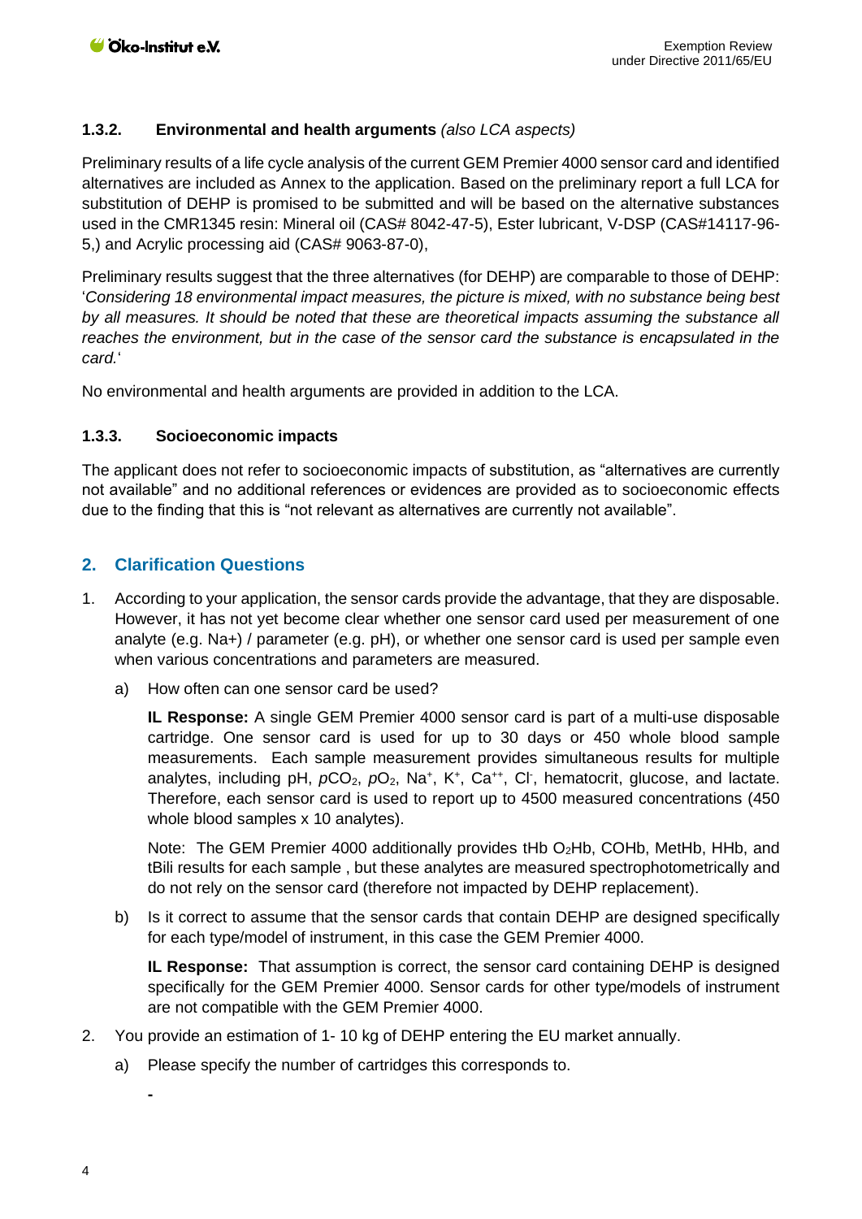### 1.3.2. Environmental and health arguments *(also LCA aspects)*

Preliminary results of a life cycle analysis of the current GEM Premier 4000 sensor card and identified alternatives are included as Annex to the application. Based on the preliminary report a full LCA for substitution of DEHP is promised to be submitted and will be based on the alternative substances used in the CMR1345 resin: Mineral oil (CAS# 8042-47-5), Ester lubricant, V-DSP (CAS#14117-96-5,) and Acrylic processing aid (CAS# 9063-87-0),

Preliminary results suggest that the three alternatives (for DEHP) are comparable to those of DEHP: '*Considering 18 environmental impact measures, the picture is mixed, with no substance being best by all measures. It should be noted that these are theoretical impacts assuming the substance all reaches the environment, but in the case of the sensor card the substance is encapsulated in the card.*'

No environmental and health arguments are provided in addition to the LCA.

### 1.3.3. Socioeconomic impacts

The applicant does not refer to socioeconomic impacts of substitution, as "alternatives are currently not available" and no additional references or evidences are provided as to socioeconomic effects due to the finding that this is "not relevant as alternatives are currently not available".

## 2. Clarification Questions

1. According to your application, the sensor cards provide the advantage, that they are disposable. However, it has not yet become clear whether one sensor card used per measurement of one analyte (e.g. Na+) / parameter (e.g. pH), or whether one sensor card is used per sample even when various concentrations and parameters are measured.

   a) How often can one sensor card be used?

      **IL Response:** A single GEM Premier 4000 sensor card is part of a multi-use disposable cartridge. One sensor card is used for up to 30 days or 450 whole blood sample measurements. Each sample measurement provides simultaneous results for multiple analytes, including pH, $pCO_2$, $pO_2$, $Na^+$, $K^+$, $Ca^{++}$, $Cl^-$, hematocrit, glucose, and lactate. Therefore, each sensor card is used to report up to 4500 measured concentrations (450 whole blood samples x 10 analytes).

      Note: The GEM Premier 4000 additionally provides tHb $O_2Hb$, COHb, MetHb, HHb, and tBili results for each sample , but these analytes are measured spectrophotometrically and do not rely on the sensor card (therefore not impacted by DEHP replacement).

   b) Is it correct to assume that the sensor cards that contain DEHP are designed specifically for each type/model of instrument, in this case the GEM Premier 4000.

      **IL Response:** That assumption is correct, the sensor card containing DEHP is designed specifically for the GEM Premier 4000. Sensor cards for other type/models of instrument are not compatible with the GEM Premier 4000.

2. You provide an estimation of 1- 10 kg of DEHP entering the EU market annually.

   a) Please specify the number of cartridges this corresponds to.

      -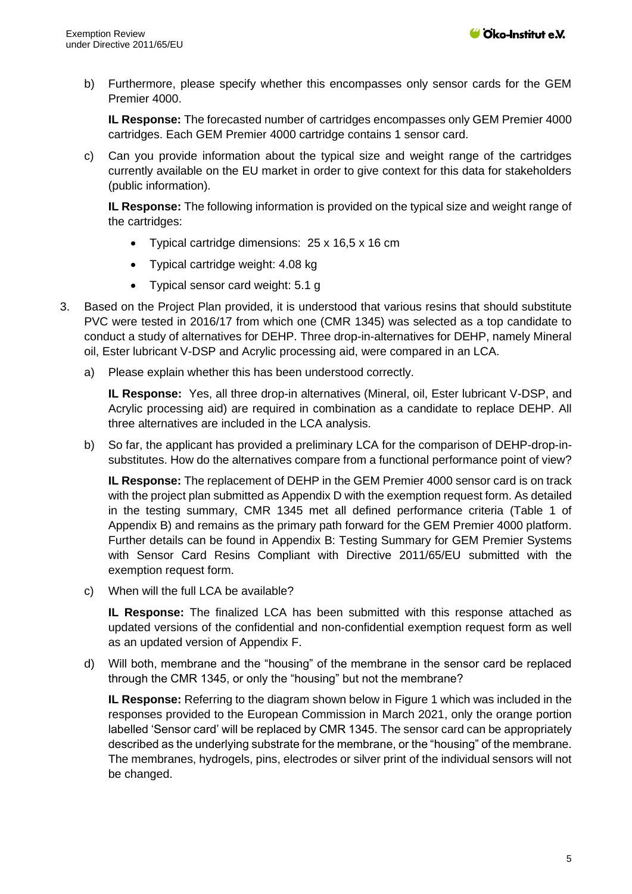b) Furthermore, please specify whether this encompasses only sensor cards for the GEM Premier 4000.

   **IL Response:** The forecasted number of cartridges encompasses only GEM Premier 4000 cartridges. Each GEM Premier 4000 cartridge contains 1 sensor card.

c) Can you provide information about the typical size and weight range of the cartridges currently available on the EU market in order to give context for this data for stakeholders (public information).

   **IL Response:** The following information is provided on the typical size and weight range of the cartridges:

   - Typical cartridge dimensions: 25 x 16,5 x 16 cm
   - Typical cartridge weight: 4.08 kg
   - Typical sensor card weight: 5.1 g

3. Based on the Project Plan provided, it is understood that various resins that should substitute PVC were tested in 2016/17 from which one (CMR 1345) was selected as a top candidate to conduct a study of alternatives for DEHP. Three drop-in-alternatives for DEHP, namely Mineral oil, Ester lubricant V-DSP and Acrylic processing aid, were compared in an LCA.

   a) Please explain whether this has been understood correctly.

   **IL Response:** Yes, all three drop-in alternatives (Mineral, oil, Ester lubricant V-DSP, and Acrylic processing aid) are required in combination as a candidate to replace DEHP. All three alternatives are included in the LCA analysis.

   b) So far, the applicant has provided a preliminary LCA for the comparison of DEHP-drop-in-substitutes. How do the alternatives compare from a functional performance point of view?

   **IL Response:** The replacement of DEHP in the GEM Premier 4000 sensor card is on track with the project plan submitted as Appendix D with the exemption request form. As detailed in the testing summary, CMR 1345 met all defined performance criteria (Table 1 of Appendix B) and remains as the primary path forward for the GEM Premier 4000 platform. Further details can be found in Appendix B: Testing Summary for GEM Premier Systems with Sensor Card Resins Compliant with Directive 2011/65/EU submitted with the exemption request form.

   c) When will the full LCA be available?

   **IL Response:** The finalized LCA has been submitted with this response attached as updated versions of the confidential and non-confidential exemption request form as well as an updated version of Appendix F.

   d) Will both, membrane and the "housing" of the membrane in the sensor card be replaced through the CMR 1345, or only the "housing" but not the membrane?

   **IL Response:** Referring to the diagram shown below in Figure 1 which was included in the responses provided to the European Commission in March 2021, only the orange portion labelled 'Sensor card' will be replaced by CMR 1345. The sensor card can be appropriately described as the underlying substrate for the membrane, or the "housing" of the membrane. The membranes, hydrogels, pins, electrodes or silver print of the individual sensors will not be changed.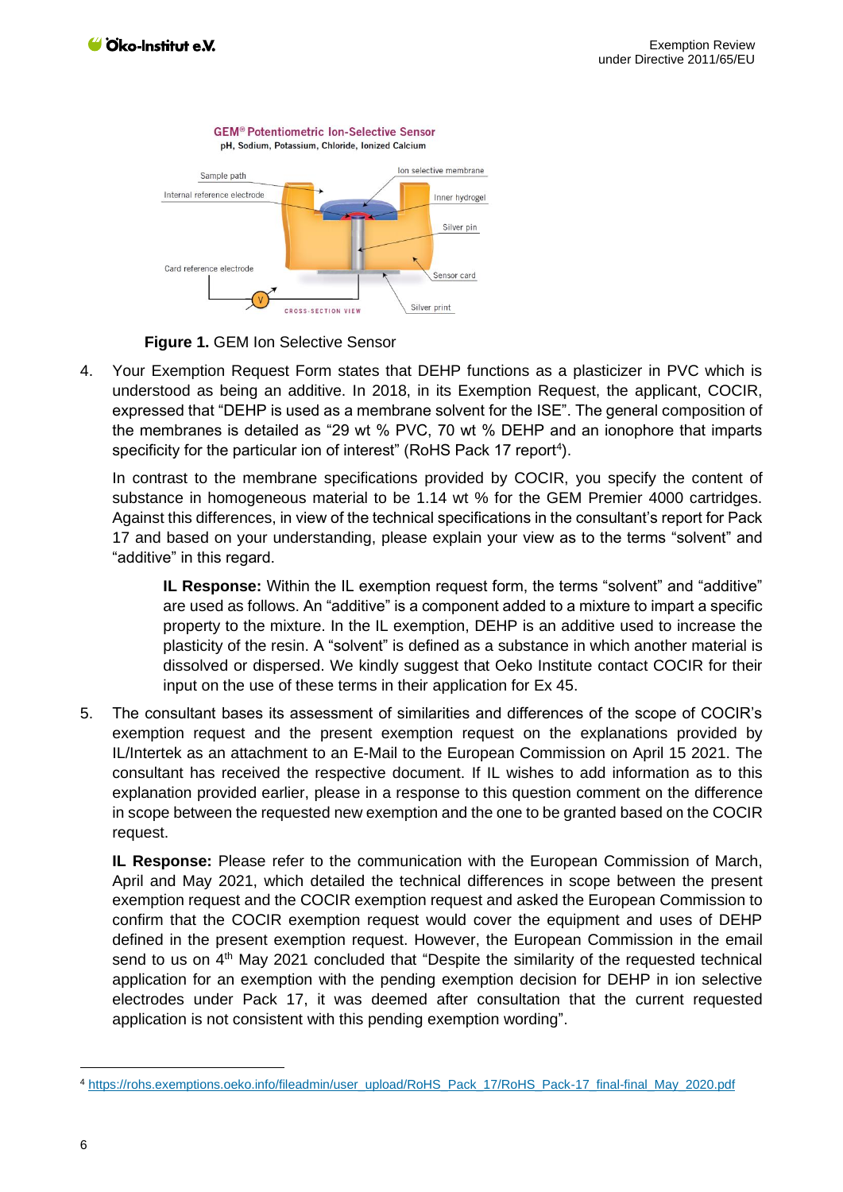**Figure 1.** GEM Ion Selective Sensor

4. Your Exemption Request Form states that DEHP functions as a plasticizer in PVC which is understood as being an additive. In 2018, in its Exemption Request, the applicant, COCIR, expressed that "DEHP is used as a membrane solvent for the ISE". The general composition of the membranes is detailed as "29 wt % PVC, 70 wt % DEHP and an ionophore that imparts specificity for the particular ion of interest" (RoHS Pack 17 report[4]).

   In contrast to the membrane specifications provided by COCIR, you specify the content of substance in homogeneous material to be 1.14 wt % for the GEM Premier 4000 cartridges. Against this differences, in view of the technical specifications in the consultant's report for Pack 17 and based on your understanding, please explain your view as to the terms "solvent" and "additive" in this regard.

   > **IL Response:** Within the IL exemption request form, the terms "solvent" and "additive" are used as follows. An "additive" is a component added to a mixture to impart a specific property to the mixture. In the IL exemption, DEHP is an additive used to increase the plasticity of the resin. A "solvent" is defined as a substance in which another material is dissolved or dispersed. We kindly suggest that Oeko Institute contact COCIR for their input on the use of these terms in their application for Ex 45.

5. The consultant bases its assessment of similarities and differences of the scope of COCIR's exemption request and the present exemption request on the explanations provided by IL/Intertek as an attachment to an E-Mail to the European Commission on April 15 2021. The consultant has received the respective document. If IL wishes to add information as to this explanation provided earlier, please in a response to this question comment on the difference in scope between the requested new exemption and the one to be granted based on the COCIR request.

   **IL Response:** Please refer to the communication with the European Commission of March, April and May 2021, which detailed the technical differences in scope between the present exemption request and the COCIR exemption request and asked the European Commission to confirm that the COCIR exemption request would cover the equipment and uses of DEHP defined in the present exemption request. However, the European Commission in the email send to us on 4th May 2021 concluded that "Despite the similarity of the requested technical application for an exemption with the pending exemption decision for DEHP in ion selective electrodes under Pack 17, it was deemed after consultation that the current requested application is not consistent with this pending exemption wording".

---

[4] https://rohs.exemptions.oeko.info/fileadmin/user_upload/RoHS_Pack_17/RoHS_Pack-17_final-final_May_2020.pdf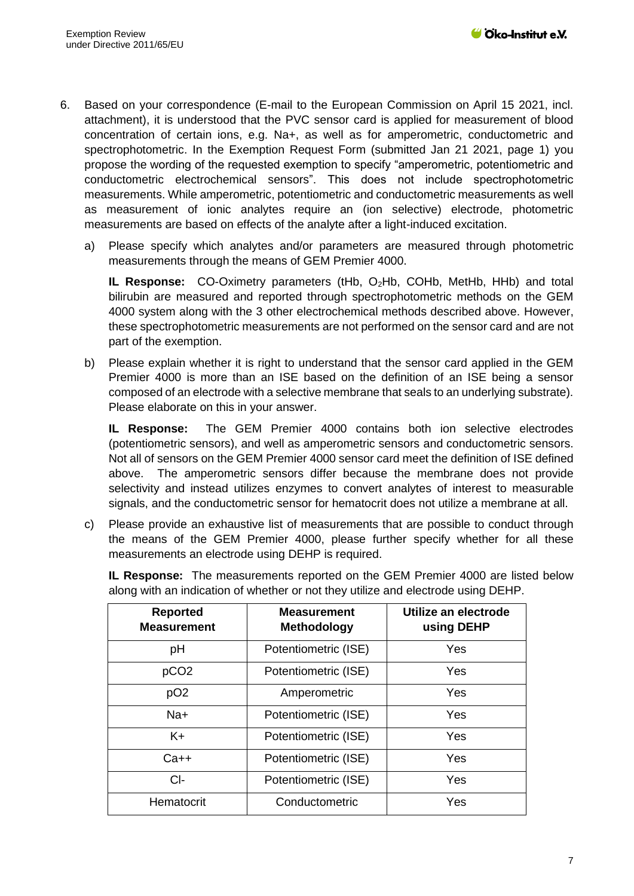6. Based on your correspondence (E-mail to the European Commission on April 15 2021, incl. attachment), it is understood that the PVC sensor card is applied for measurement of blood concentration of certain ions, e.g. Na+, as well as for amperometric, conductometric and spectrophotometric. In the Exemption Request Form (submitted Jan 21 2021, page 1) you propose the wording of the requested exemption to specify "amperometric, potentiometric and conductometric electrochemical sensors". This does not include spectrophotometric measurements. While amperometric, potentiometric and conductometric measurements as well as measurement of ionic analytes require an (ion selective) electrode, photometric measurements are based on effects of the analyte after a light-induced excitation.

   a) Please specify which analytes and/or parameters are measured through photometric measurements through the means of GEM Premier 4000.

      **IL Response:** CO-Oximetry parameters (tHb, $O_2$Hb, COHb, MetHb, HHb) and total bilirubin are measured and reported through spectrophotometric methods on the GEM 4000 system along with the 3 other electrochemical methods described above. However, these spectrophotometric measurements are not performed on the sensor card and are not part of the exemption.

   b) Please explain whether it is right to understand that the sensor card applied in the GEM Premier 4000 is more than an ISE based on the definition of an ISE being a sensor composed of an electrode with a selective membrane that seals to an underlying substrate). Please elaborate on this in your answer.

      **IL Response:** The GEM Premier 4000 contains both ion selective electrodes (potentiometric sensors), and well as amperometric sensors and conductometric sensors. Not all of sensors on the GEM Premier 4000 sensor card meet the definition of ISE defined above. The amperometric sensors differ because the membrane does not provide selectivity and instead utilizes enzymes to convert analytes of interest to measurable signals, and the conductometric sensor for hematocrit does not utilize a membrane at all.

   c) Please provide an exhaustive list of measurements that are possible to conduct through the means of the GEM Premier 4000, please further specify whether for all these measurements an electrode using DEHP is required.

      **IL Response:** The measurements reported on the GEM Premier 4000 are listed below along with an indication of whether or not they utilize and electrode using DEHP.

| Reported Measurement | Measurement Methodology | Utilize an electrode using DEHP |
|---|---|---|
| pH | Potentiometric (ISE) | Yes |
| pCO2 | Potentiometric (ISE) | Yes |
| pO2 | Amperometric | Yes |
| Na+ | Potentiometric (ISE) | Yes |
| K+ | Potentiometric (ISE) | Yes |
| Ca++ | Potentiometric (ISE) | Yes |
| Cl- | Potentiometric (ISE) | Yes |
| Hematocrit | Conductometric | Yes |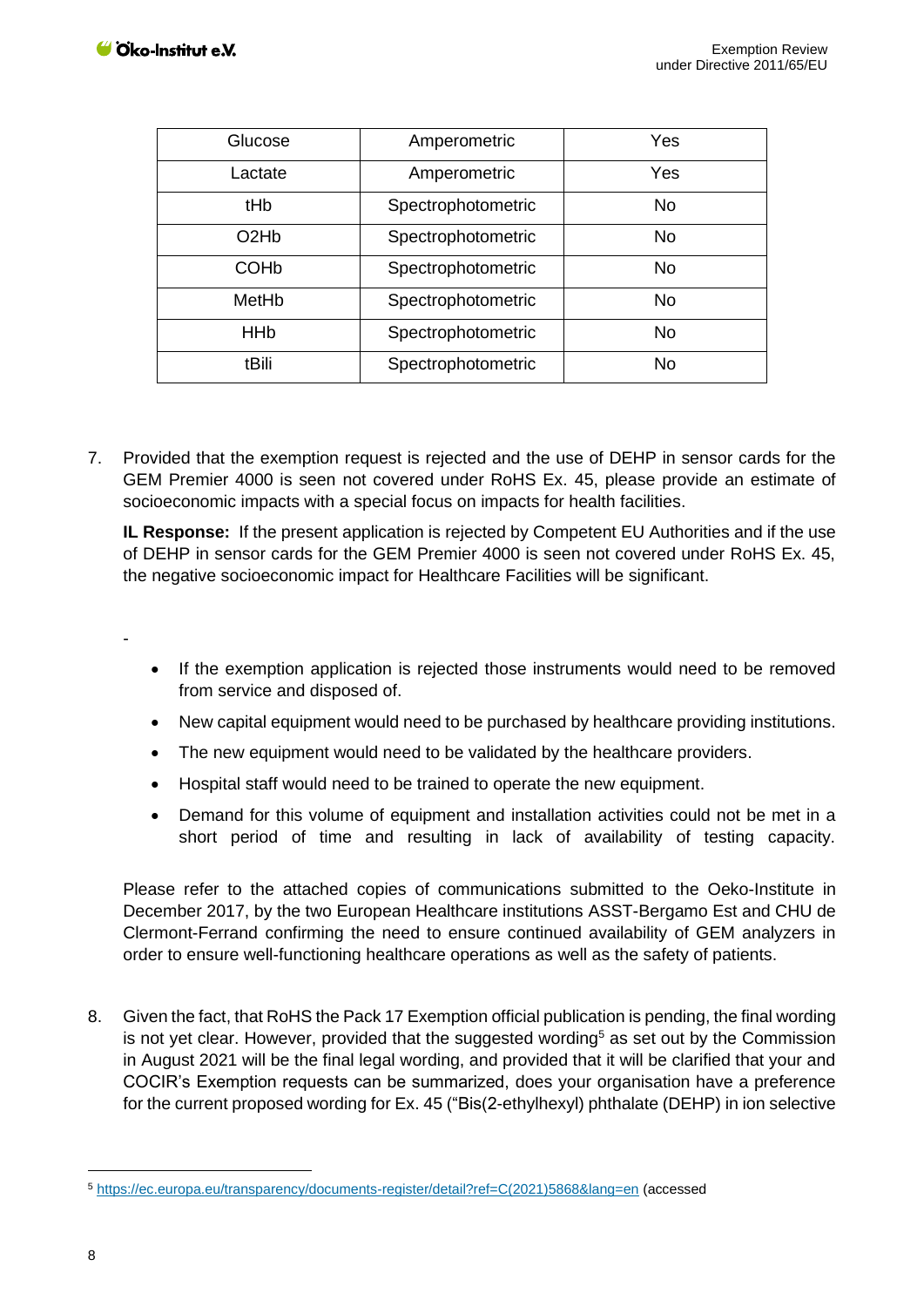| Glucose | Amperometric | Yes |
|---|---|---|
| Lactate | Amperometric | Yes |
| tHb | Spectrophotometric | No |
| O2Hb | Spectrophotometric | No |
| COHb | Spectrophotometric | No |
| MetHb | Spectrophotometric | No |
| HHb | Spectrophotometric | No |
| tBili | Spectrophotometric | No |

7. Provided that the exemption request is rejected and the use of DEHP in sensor cards for the GEM Premier 4000 is seen not covered under RoHS Ex. 45, please provide an estimate of socioeconomic impacts with a special focus on impacts for health facilities.

   **IL Response:** If the present application is rejected by Competent EU Authorities and if the use of DEHP in sensor cards for the GEM Premier 4000 is seen not covered under RoHS Ex. 45, the negative socioeconomic impact for Healthcare Facilities will be significant.

   -

   - If the exemption application is rejected those instruments would need to be removed from service and disposed of.
   - New capital equipment would need to be purchased by healthcare providing institutions.
   - The new equipment would need to be validated by the healthcare providers.
   - Hospital staff would need to be trained to operate the new equipment.
   - Demand for this volume of equipment and installation activities could not be met in a short period of time and resulting in lack of availability of testing capacity.

   Please refer to the attached copies of communications submitted to the Oeko-Institute in December 2017, by the two European Healthcare institutions ASST-Bergamo Est and CHU de Clermont-Ferrand confirming the need to ensure continued availability of GEM analyzers in order to ensure well-functioning healthcare operations as well as the safety of patients.

8. Given the fact, that RoHS the Pack 17 Exemption official publication is pending, the final wording is not yet clear. However, provided that the suggested wording[5] as set out by the Commission in August 2021 will be the final legal wording, and provided that it will be clarified that your and COCIR's Exemption requests can be summarized, does your organisation have a preference for the current proposed wording for Ex. 45 ("Bis(2-ethylhexyl) phthalate (DEHP) in ion selective

[5] https://ec.europa.eu/transparency/documents-register/detail?ref=C(2021)5868&lang=en (accessed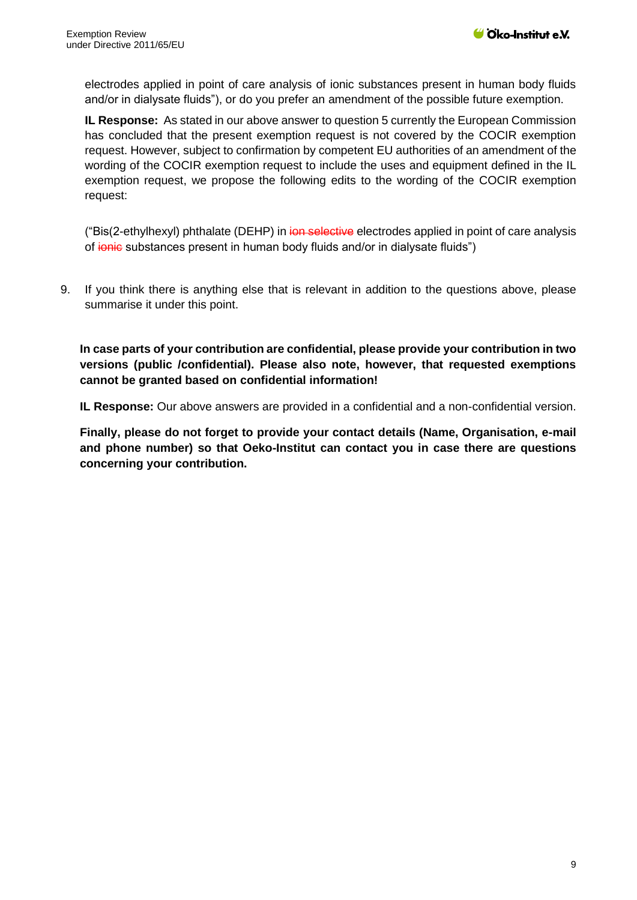electrodes applied in point of care analysis of ionic substances present in human body fluids and/or in dialysate fluids"), or do you prefer an amendment of the possible future exemption.

**IL Response:** As stated in our above answer to question 5 currently the European Commission has concluded that the present exemption request is not covered by the COCIR exemption request. However, subject to confirmation by competent EU authorities of an amendment of the wording of the COCIR exemption request to include the uses and equipment defined in the IL exemption request, we propose the following edits to the wording of the COCIR exemption request:

("Bis(2-ethylhexyl) phthalate (DEHP) in ~~ion selective~~ electrodes applied in point of care analysis of ~~ionic~~ substances present in human body fluids and/or in dialysate fluids")

9. If you think there is anything else that is relevant in addition to the questions above, please summarise it under this point.

**In case parts of your contribution are confidential, please provide your contribution in two versions (public /confidential). Please also note, however, that requested exemptions cannot be granted based on confidential information!**

**IL Response:** Our above answers are provided in a confidential and a non-confidential version.

**Finally, please do not forget to provide your contact details (Name, Organisation, e-mail and phone number) so that Oeko-Institut can contact you in case there are questions concerning your contribution.**